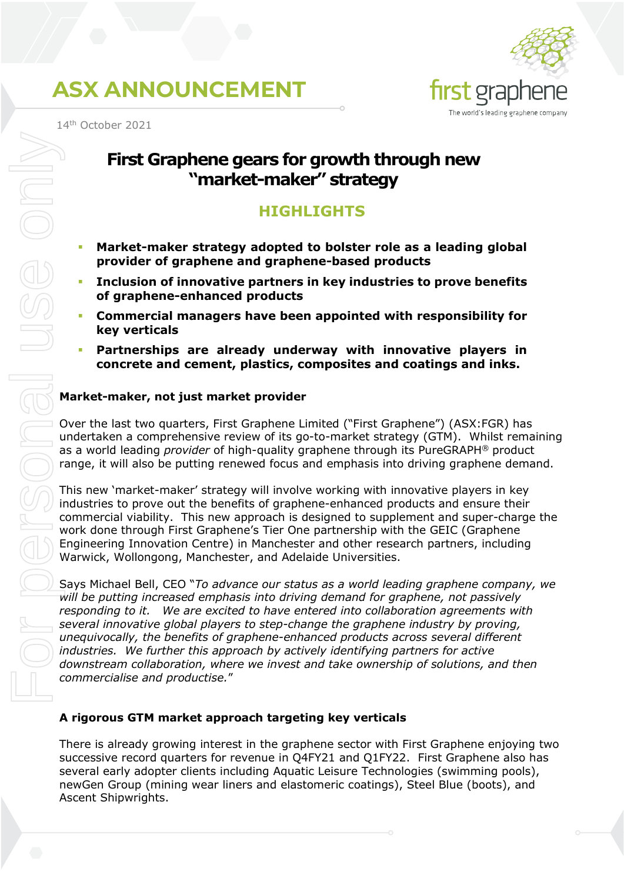# ASX ANNOUNCEMENT

14th October 2021

## First Graphene gears for growth through new "market-maker" strategy

### HIGHLIGHTS

- **Market-maker strategy adopted to bolster role as a leading global provider of graphene and graphene-based products**
- **Inclusion of innovative partners in key industries to prove benefits of graphene-enhanced products**
- **Commercial managers have been appointed with responsibility for key verticals**
- **Partnerships are already underway with innovative players in concrete and cement, plastics, composites and coatings and inks.**

**Market-maker, not just market provider**

Over the last two quarters, First Graphene Limited ("First Graphene") (ASX:FGR) has undertaken a comprehensive review of its go-to-market strategy (GTM). Whilst remaining as a world leading *provider* of high-quality graphene through its PureGRAPH® product range, it will also be putting renewed focus and emphasis into driving graphene demand.

This new 'market-maker' strategy will involve working with innovative players in key industries to prove out the benefits of graphene-enhanced products and ensure their commercial viability. This new approach is designed to supplement and super-charge the work done through First Graphene's Tier One partnership with the GEIC (Graphene Engineering Innovation Centre) in Manchester and other research partners, including Warwick, Wollongong, Manchester, and Adelaide Universities.

Says Michael Bell, CEO "*To advance our status as a world leading graphene company, we will be putting increased emphasis into driving demand for graphene, not passively responding to it. We are excited to have entered into collaboration agreements with several innovative global players to step-change the graphene industry by proving, unequivocally, the benefits of graphene-enhanced products across several different industries. We further this approach by actively identifying partners for active downstream collaboration, where we invest and take ownership of solutions, and then commercialise and productise.*"

**A rigorous GTM market approach targeting key verticals**

There is already growing interest in the graphene sector with First Graphene enjoying two successive record quarters for revenue in Q4FY21 and Q1FY22. First Graphene also has several early adopter clients including Aquatic Leisure Technologies (swimming pools), newGen Group (mining wear liners and elastomeric coatings), Steel Blue (boots), and Ascent Shipwrights.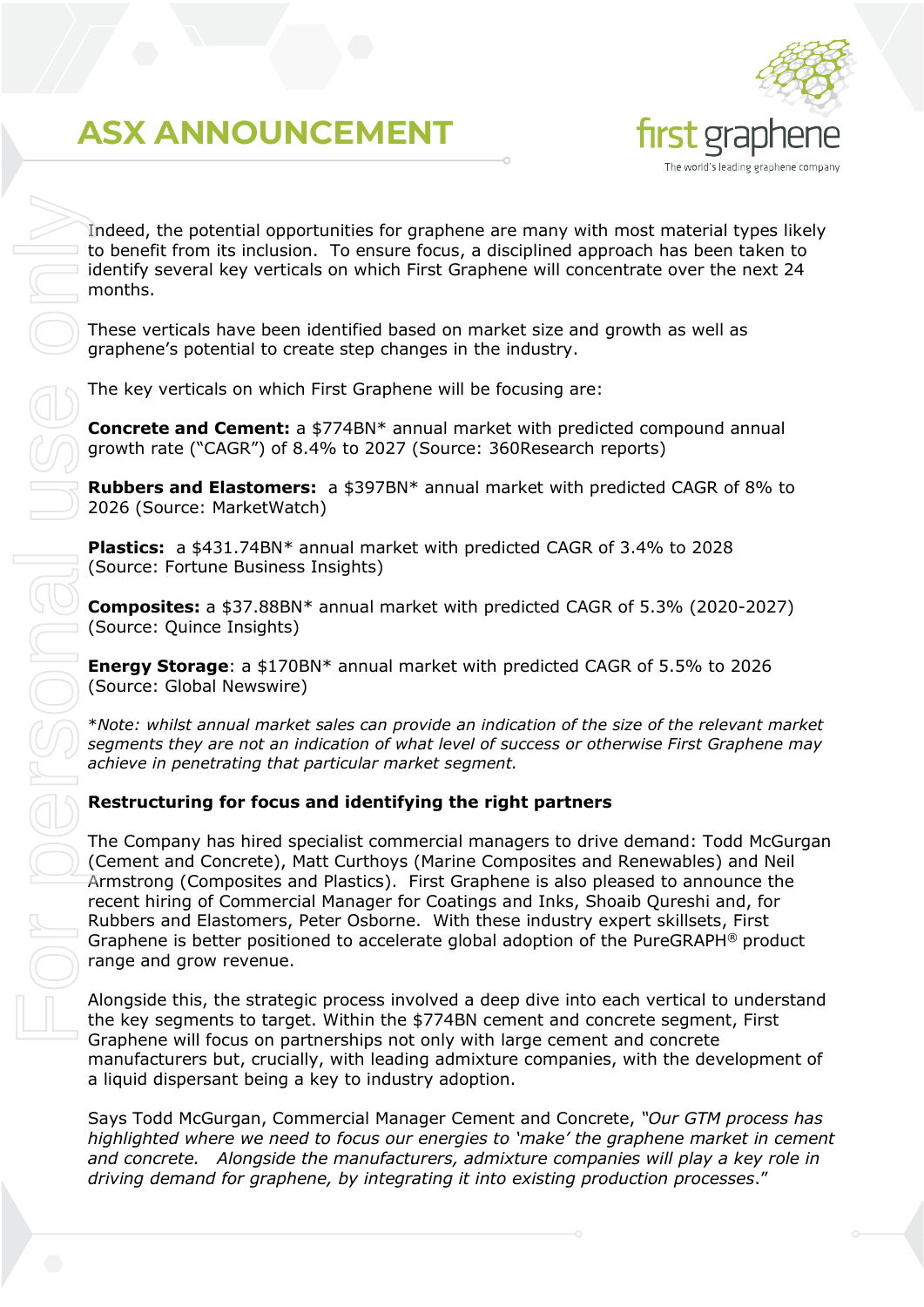Indeed, the potential opportunities for graphene are many with most material types likely to benefit from its inclusion. To ensure focus, a disciplined approach has been taken to identify several key verticals on which First Graphene will concentrate over the next 24 months.

These verticals have been identified based on market size and growth as well as graphene's potential to create step changes in the industry.

The key verticals on which First Graphene will be focusing are:

**Concrete and Cement:** a $774BN* annual market with predicted compound annual growth rate ("CAGR") of 8.4% to 2027 (Source: 360Research reports)

**Rubbers and Elastomers:** a $397BN* annual market with predicted CAGR of 8% to 2026 (Source: MarketWatch)

**Plastics:** a $431.74BN* annual market with predicted CAGR of 3.4% to 2028 (Source: Fortune Business Insights)

**Composites:** a $37.88BN* annual market with predicted CAGR of 5.3% (2020-2027) (Source: Quince Insights)

**Energy Storage**: a $170BN* annual market with predicted CAGR of 5.5% to 2026 (Source: Global Newswire)

**Note: whilst annual market sales can provide an indication of the size of the relevant market segments they are not an indication of what level of success or otherwise First Graphene may achieve in penetrating that particular market segment.*

**Restructuring for focus and identifying the right partners**

The Company has hired specialist commercial managers to drive demand: Todd McGurgan (Cement and Concrete), Matt Curthoys (Marine Composites and Renewables) and Neil Armstrong (Composites and Plastics). First Graphene is also pleased to announce the recent hiring of Commercial Manager for Coatings and Inks, Shoaib Qureshi and, for Rubbers and Elastomers, Peter Osborne. With these industry expert skillsets, First Graphene is better positioned to accelerate global adoption of the PureGRAPH® product range and grow revenue.

Alongside this, the strategic process involved a deep dive into each vertical to understand the key segments to target. Within the $774BN cement and concrete segment, First Graphene will focus on partnerships not only with large cement and concrete manufacturers but, crucially, with leading admixture companies, with the development of a liquid dispersant being a key to industry adoption.

Says Todd McGurgan, Commercial Manager Cement and Concrete, *"Our GTM process has highlighted where we need to focus our energies to 'make' the graphene market in cement and concrete. Alongside the manufacturers, admixture companies will play a key role in driving demand for graphene, by integrating it into existing production processes*."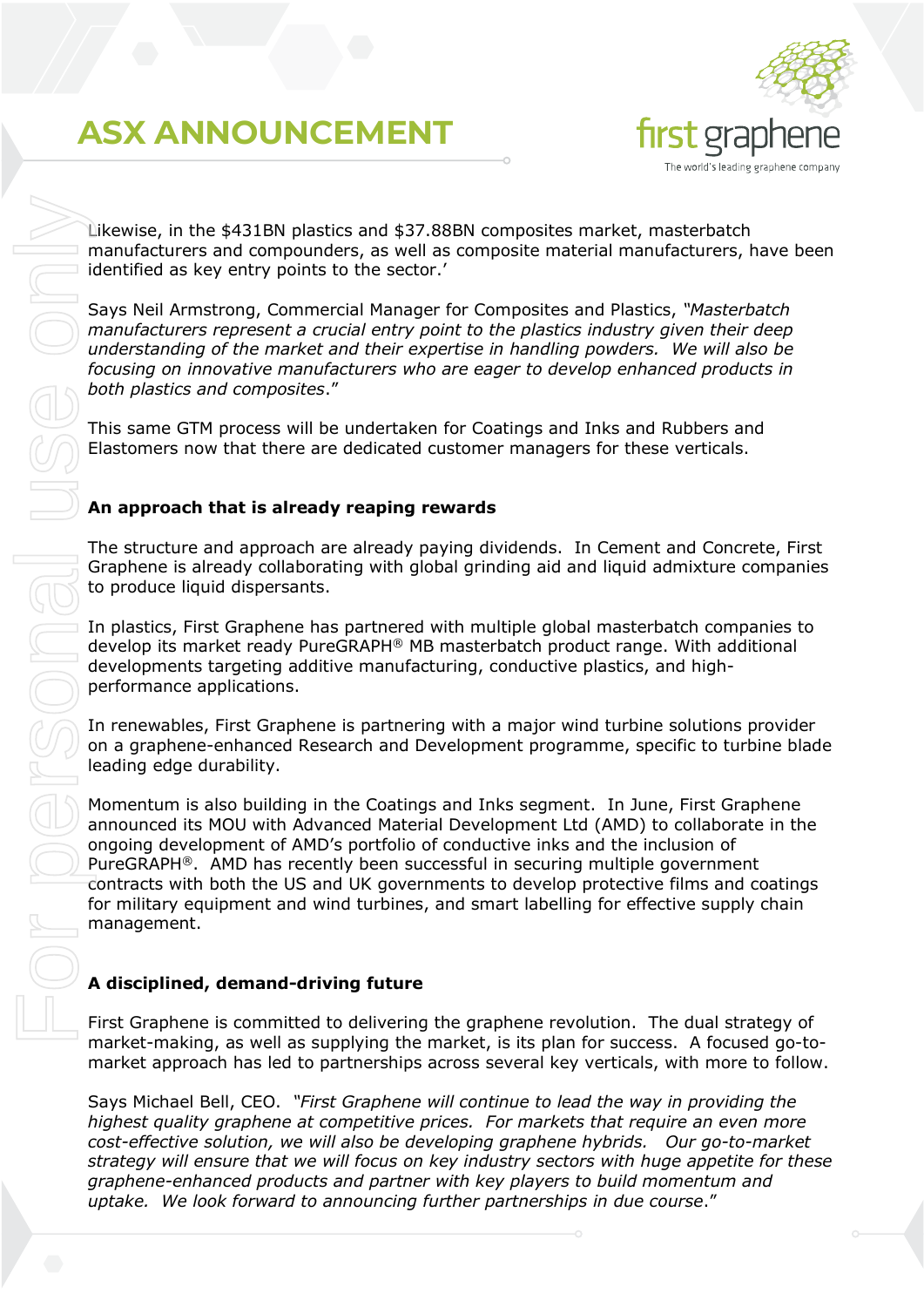Likewise, in the $431BN plastics and $37.88BN composites market, masterbatch manufacturers and compounders, as well as composite material manufacturers, have been identified as key entry points to the sector.'

Says Neil Armstrong, Commercial Manager for Composites and Plastics, *"Masterbatch manufacturers represent a crucial entry point to the plastics industry given their deep understanding of the market and their expertise in handling powders. We will also be focusing on innovative manufacturers who are eager to develop enhanced products in both plastics and composites*."

This same GTM process will be undertaken for Coatings and Inks and Rubbers and Elastomers now that there are dedicated customer managers for these verticals.

**An approach that is already reaping rewards**

The structure and approach are already paying dividends. In Cement and Concrete, First Graphene is already collaborating with global grinding aid and liquid admixture companies to produce liquid dispersants.

In plastics, First Graphene has partnered with multiple global masterbatch companies to develop its market ready PureGRAPH® MB masterbatch product range. With additional developments targeting additive manufacturing, conductive plastics, and high-performance applications.

In renewables, First Graphene is partnering with a major wind turbine solutions provider on a graphene-enhanced Research and Development programme, specific to turbine blade leading edge durability.

Momentum is also building in the Coatings and Inks segment. In June, First Graphene announced its MOU with Advanced Material Development Ltd (AMD) to collaborate in the ongoing development of AMD's portfolio of conductive inks and the inclusion of PureGRAPH®. AMD has recently been successful in securing multiple government contracts with both the US and UK governments to develop protective films and coatings for military equipment and wind turbines, and smart labelling for effective supply chain management.

**A disciplined, demand-driving future**

First Graphene is committed to delivering the graphene revolution. The dual strategy of market-making, as well as supplying the market, is its plan for success. A focused go-to-market approach has led to partnerships across several key verticals, with more to follow.

Says Michael Bell, CEO. *"First Graphene will continue to lead the way in providing the highest quality graphene at competitive prices. For markets that require an even more cost-effective solution, we will also be developing graphene hybrids. Our go-to-market strategy will ensure that we will focus on key industry sectors with huge appetite for these graphene-enhanced products and partner with key players to build momentum and uptake. We look forward to announcing further partnerships in due course*."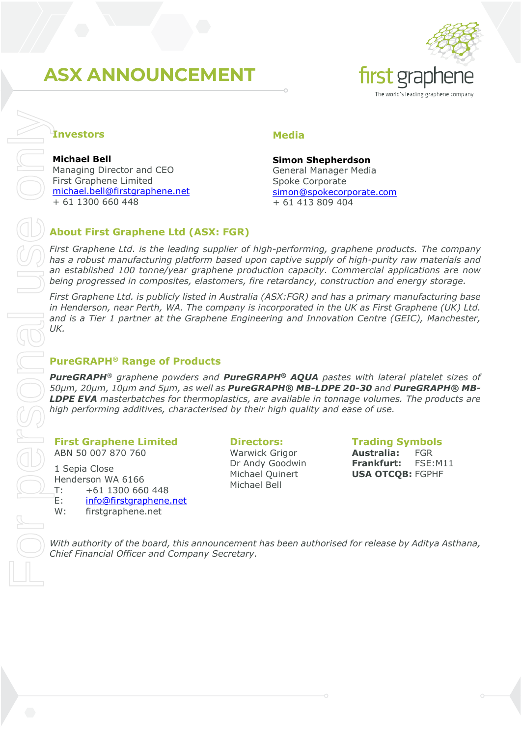# ASX ANNOUNCEMENT

## Investors

**Michael Bell**
Managing Director and CEO
First Graphene Limited
michael.bell@firstgraphene.net
+ 61 1300 660 448

## Media

**Simon Shepherdson**
General Manager Media
Spoke Corporate
simon@spokecorporate.com
+ 61 413 809 404

## About First Graphene Ltd (ASX: FGR)

*First Graphene Ltd. is the leading supplier of high-performing, graphene products. The company has a robust manufacturing platform based upon captive supply of high-purity raw materials and an established 100 tonne/year graphene production capacity. Commercial applications are now being progressed in composites, elastomers, fire retardancy, construction and energy storage.*

*First Graphene Ltd. is publicly listed in Australia (ASX:FGR) and has a primary manufacturing base in Henderson, near Perth, WA. The company is incorporated in the UK as First Graphene (UK) Ltd. and is a Tier 1 partner at the Graphene Engineering and Innovation Centre (GEIC), Manchester, UK.*

## PureGRAPH® Range of Products

***PureGRAPH®** graphene powders and **PureGRAPH® AQUA** pastes with lateral platelet sizes of 50μm, 20μm, 10μm and 5μm, as well as **PureGRAPH® MB-LDPE 20-30** and **PureGRAPH® MB-LDPE EVA** masterbatches for thermoplastics, are available in tonnage volumes. The products are high performing additives, characterised by their high quality and ease of use.*

## First Graphene Limited

ABN 50 007 870 760

1 Sepia Close
Henderson WA 6166
T: +61 1300 660 448
E: info@firstgraphene.net
W: firstgraphene.net

## Directors:

Warwick Grigor
Dr Andy Goodwin
Michael Quinert
Michael Bell

## Trading Symbols

**Australia:** FGR
**Frankfurt:** FSE:M11
**USA OTCQB:** FGPHF

*With authority of the board, this announcement has been authorised for release by Aditya Asthana, Chief Financial Officer and Company Secretary.*